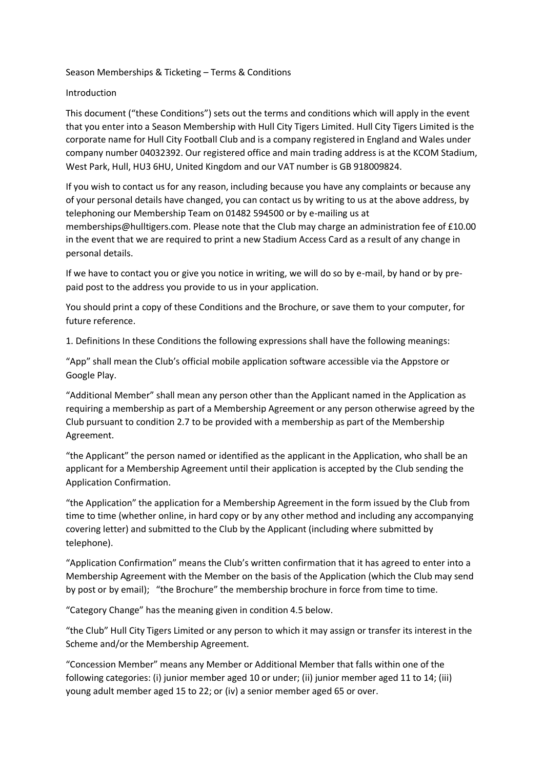# Season Memberships & Ticketing – Terms & Conditions

## Introduction

This document ("these Conditions") sets out the terms and conditions which will apply in the event that you enter into a Season Membership with Hull City Tigers Limited. Hull City Tigers Limited is the corporate name for Hull City Football Club and is a company registered in England and Wales under company number 04032392. Our registered office and main trading address is at the KCOM Stadium, West Park, Hull, HU3 6HU, United Kingdom and our VAT number is GB 918009824.

If you wish to contact us for any reason, including because you have any complaints or because any of your personal details have changed, you can contact us by writing to us at the above address, by telephoning our Membership Team on 01482 594500 or by e-mailing us at memberships@hulltigers.com. Please note that the Club may charge an administration fee of £10.00 in the event that we are required to print a new Stadium Access Card as a result of any change in personal details.

If we have to contact you or give you notice in writing, we will do so by e-mail, by hand or by pre-paid post to the address you provide to us in your application.

You should print a copy of these Conditions and the Brochure, or save them to your computer, for future reference.

1. Definitions In these Conditions the following expressions shall have the following meanings:

"App" shall mean the Club's official mobile application software accessible via the Appstore or Google Play.

"Additional Member" shall mean any person other than the Applicant named in the Application as requiring a membership as part of a Membership Agreement or any person otherwise agreed by the Club pursuant to condition 2.7 to be provided with a membership as part of the Membership Agreement.

"the Applicant" the person named or identified as the applicant in the Application, who shall be an applicant for a Membership Agreement until their application is accepted by the Club sending the Application Confirmation.

"the Application" the application for a Membership Agreement in the form issued by the Club from time to time (whether online, in hard copy or by any other method and including any accompanying covering letter) and submitted to the Club by the Applicant (including where submitted by telephone).

"Application Confirmation" means the Club's written confirmation that it has agreed to enter into a Membership Agreement with the Member on the basis of the Application (which the Club may send by post or by email); "the Brochure" the membership brochure in force from time to time.

"Category Change" has the meaning given in condition 4.5 below.

"the Club" Hull City Tigers Limited or any person to which it may assign or transfer its interest in the Scheme and/or the Membership Agreement.

"Concession Member" means any Member or Additional Member that falls within one of the following categories: (i) junior member aged 10 or under; (ii) junior member aged 11 to 14; (iii) young adult member aged 15 to 22; or (iv) a senior member aged 65 or over.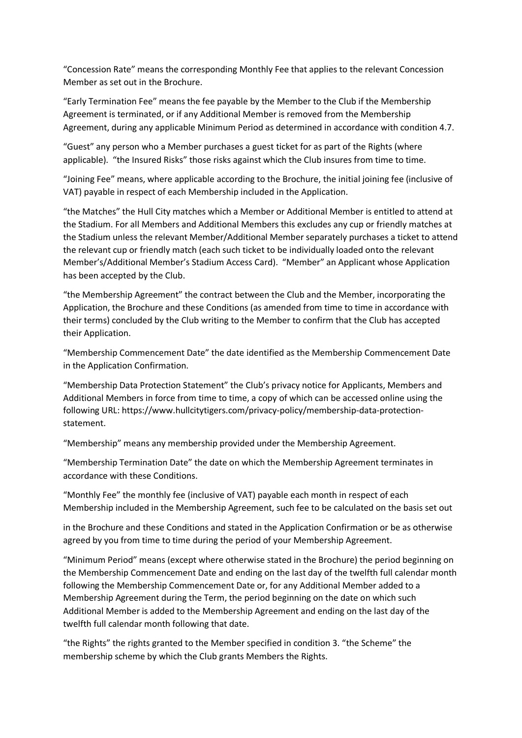"Concession Rate" means the corresponding Monthly Fee that applies to the relevant Concession Member as set out in the Brochure.

"Early Termination Fee" means the fee payable by the Member to the Club if the Membership Agreement is terminated, or if any Additional Member is removed from the Membership Agreement, during any applicable Minimum Period as determined in accordance with condition 4.7.

"Guest" any person who a Member purchases a guest ticket for as part of the Rights (where applicable). "the Insured Risks" those risks against which the Club insures from time to time.

"Joining Fee" means, where applicable according to the Brochure, the initial joining fee (inclusive of VAT) payable in respect of each Membership included in the Application.

"the Matches" the Hull City matches which a Member or Additional Member is entitled to attend at the Stadium. For all Members and Additional Members this excludes any cup or friendly matches at the Stadium unless the relevant Member/Additional Member separately purchases a ticket to attend the relevant cup or friendly match (each such ticket to be individually loaded onto the relevant Member's/Additional Member's Stadium Access Card). "Member" an Applicant whose Application has been accepted by the Club.

"the Membership Agreement" the contract between the Club and the Member, incorporating the Application, the Brochure and these Conditions (as amended from time to time in accordance with their terms) concluded by the Club writing to the Member to confirm that the Club has accepted their Application.

"Membership Commencement Date" the date identified as the Membership Commencement Date in the Application Confirmation.

"Membership Data Protection Statement" the Club's privacy notice for Applicants, Members and Additional Members in force from time to time, a copy of which can be accessed online using the following URL: https://www.hullcitytigers.com/privacy-policy/membership-data-protection-statement.

"Membership" means any membership provided under the Membership Agreement.

"Membership Termination Date" the date on which the Membership Agreement terminates in accordance with these Conditions.

"Monthly Fee" the monthly fee (inclusive of VAT) payable each month in respect of each Membership included in the Membership Agreement, such fee to be calculated on the basis set out in the Brochure and these Conditions and stated in the Application Confirmation or be as otherwise agreed by you from time to time during the period of your Membership Agreement.

"Minimum Period" means (except where otherwise stated in the Brochure) the period beginning on the Membership Commencement Date and ending on the last day of the twelfth full calendar month following the Membership Commencement Date or, for any Additional Member added to a Membership Agreement during the Term, the period beginning on the date on which such Additional Member is added to the Membership Agreement and ending on the last day of the twelfth full calendar month following that date.

"the Rights" the rights granted to the Member specified in condition 3. "the Scheme" the membership scheme by which the Club grants Members the Rights.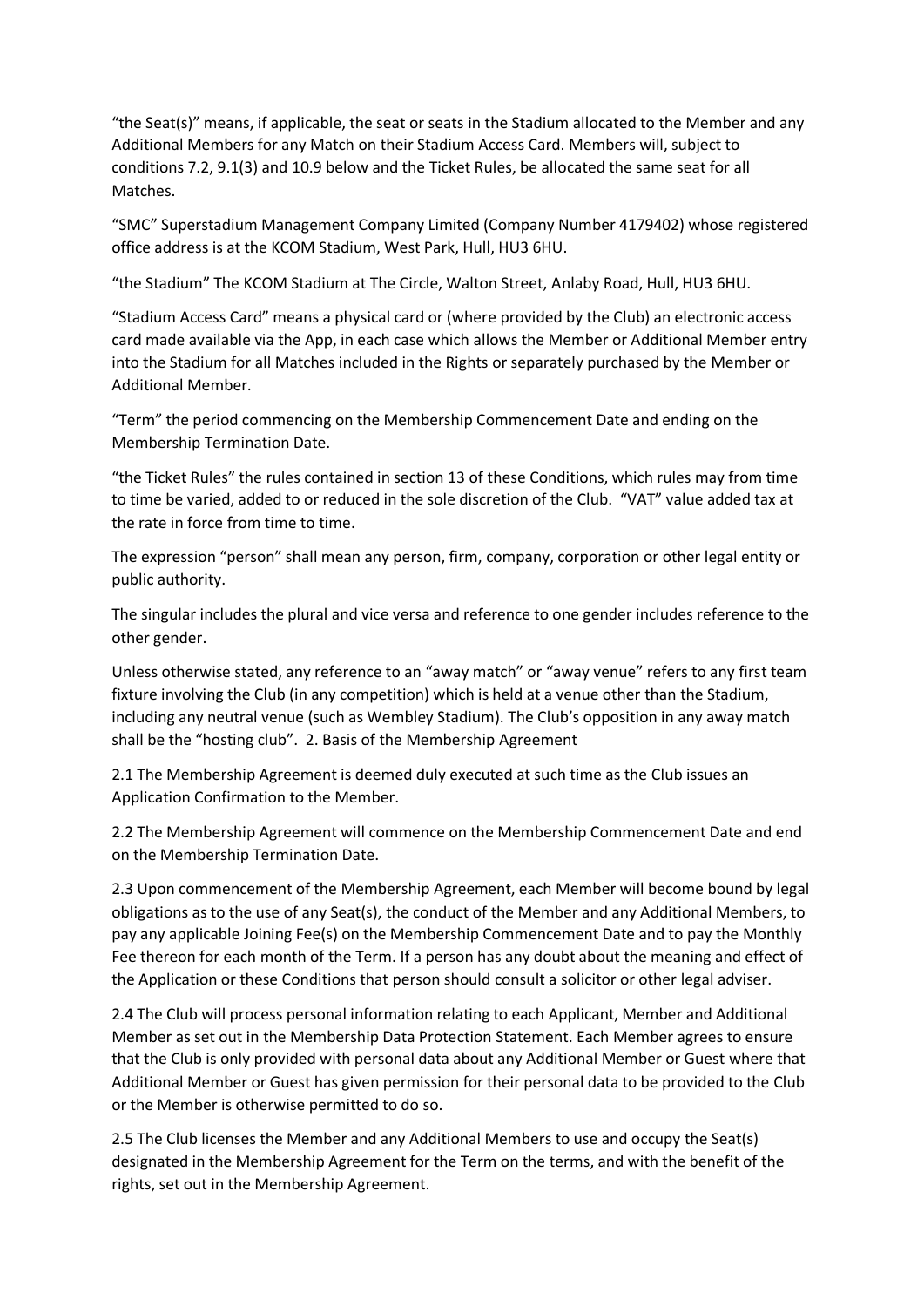"the Seat(s)" means, if applicable, the seat or seats in the Stadium allocated to the Member and any Additional Members for any Match on their Stadium Access Card. Members will, subject to conditions 7.2, 9.1(3) and 10.9 below and the Ticket Rules, be allocated the same seat for all Matches.

"SMC" Superstadium Management Company Limited (Company Number 4179402) whose registered office address is at the KCOM Stadium, West Park, Hull, HU3 6HU.

"the Stadium" The KCOM Stadium at The Circle, Walton Street, Anlaby Road, Hull, HU3 6HU.

"Stadium Access Card" means a physical card or (where provided by the Club) an electronic access card made available via the App, in each case which allows the Member or Additional Member entry into the Stadium for all Matches included in the Rights or separately purchased by the Member or Additional Member.

"Term" the period commencing on the Membership Commencement Date and ending on the Membership Termination Date.

"the Ticket Rules" the rules contained in section 13 of these Conditions, which rules may from time to time be varied, added to or reduced in the sole discretion of the Club. "VAT" value added tax at the rate in force from time to time.

The expression "person" shall mean any person, firm, company, corporation or other legal entity or public authority.

The singular includes the plural and vice versa and reference to one gender includes reference to the other gender.

Unless otherwise stated, any reference to an "away match" or "away venue" refers to any first team fixture involving the Club (in any competition) which is held at a venue other than the Stadium, including any neutral venue (such as Wembley Stadium). The Club's opposition in any away match shall be the "hosting club".

## 2. Basis of the Membership Agreement

2.1 The Membership Agreement is deemed duly executed at such time as the Club issues an Application Confirmation to the Member.

2.2 The Membership Agreement will commence on the Membership Commencement Date and end on the Membership Termination Date.

2.3 Upon commencement of the Membership Agreement, each Member will become bound by legal obligations as to the use of any Seat(s), the conduct of the Member and any Additional Members, to pay any applicable Joining Fee(s) on the Membership Commencement Date and to pay the Monthly Fee thereon for each month of the Term. If a person has any doubt about the meaning and effect of the Application or these Conditions that person should consult a solicitor or other legal adviser.

2.4 The Club will process personal information relating to each Applicant, Member and Additional Member as set out in the Membership Data Protection Statement. Each Member agrees to ensure that the Club is only provided with personal data about any Additional Member or Guest where that Additional Member or Guest has given permission for their personal data to be provided to the Club or the Member is otherwise permitted to do so.

2.5 The Club licenses the Member and any Additional Members to use and occupy the Seat(s) designated in the Membership Agreement for the Term on the terms, and with the benefit of the rights, set out in the Membership Agreement.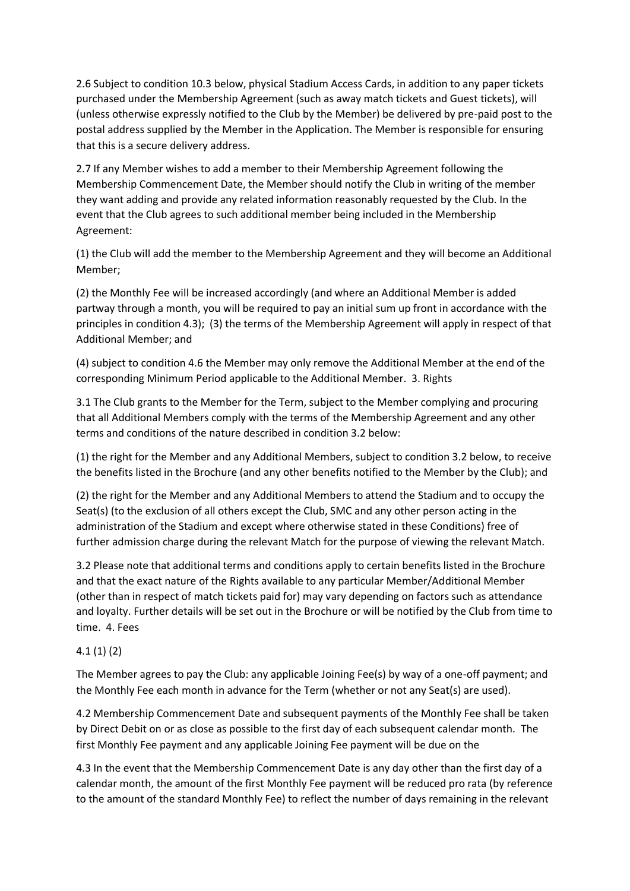2.6 Subject to condition 10.3 below, physical Stadium Access Cards, in addition to any paper tickets purchased under the Membership Agreement (such as away match tickets and Guest tickets), will (unless otherwise expressly notified to the Club by the Member) be delivered by pre-paid post to the postal address supplied by the Member in the Application. The Member is responsible for ensuring that this is a secure delivery address.

2.7 If any Member wishes to add a member to their Membership Agreement following the Membership Commencement Date, the Member should notify the Club in writing of the member they want adding and provide any related information reasonably requested by the Club. In the event that the Club agrees to such additional member being included in the Membership Agreement:

(1) the Club will add the member to the Membership Agreement and they will become an Additional Member;

(2) the Monthly Fee will be increased accordingly (and where an Additional Member is added partway through a month, you will be required to pay an initial sum up front in accordance with the principles in condition 4.3); (3) the terms of the Membership Agreement will apply in respect of that Additional Member; and

(4) subject to condition 4.6 the Member may only remove the Additional Member at the end of the corresponding Minimum Period applicable to the Additional Member. 3. Rights

3.1 The Club grants to the Member for the Term, subject to the Member complying and procuring that all Additional Members comply with the terms of the Membership Agreement and any other terms and conditions of the nature described in condition 3.2 below:

(1) the right for the Member and any Additional Members, subject to condition 3.2 below, to receive the benefits listed in the Brochure (and any other benefits notified to the Member by the Club); and

(2) the right for the Member and any Additional Members to attend the Stadium and to occupy the Seat(s) (to the exclusion of all others except the Club, SMC and any other person acting in the administration of the Stadium and except where otherwise stated in these Conditions) free of further admission charge during the relevant Match for the purpose of viewing the relevant Match.

3.2 Please note that additional terms and conditions apply to certain benefits listed in the Brochure and that the exact nature of the Rights available to any particular Member/Additional Member (other than in respect of match tickets paid for) may vary depending on factors such as attendance and loyalty. Further details will be set out in the Brochure or will be notified by the Club from time to time. 4. Fees

4.1 (1) (2)

The Member agrees to pay the Club: any applicable Joining Fee(s) by way of a one-off payment; and the Monthly Fee each month in advance for the Term (whether or not any Seat(s) are used).

4.2 Membership Commencement Date and subsequent payments of the Monthly Fee shall be taken by Direct Debit on or as close as possible to the first day of each subsequent calendar month. The first Monthly Fee payment and any applicable Joining Fee payment will be due on the

4.3 In the event that the Membership Commencement Date is any day other than the first day of a calendar month, the amount of the first Monthly Fee payment will be reduced pro rata (by reference to the amount of the standard Monthly Fee) to reflect the number of days remaining in the relevant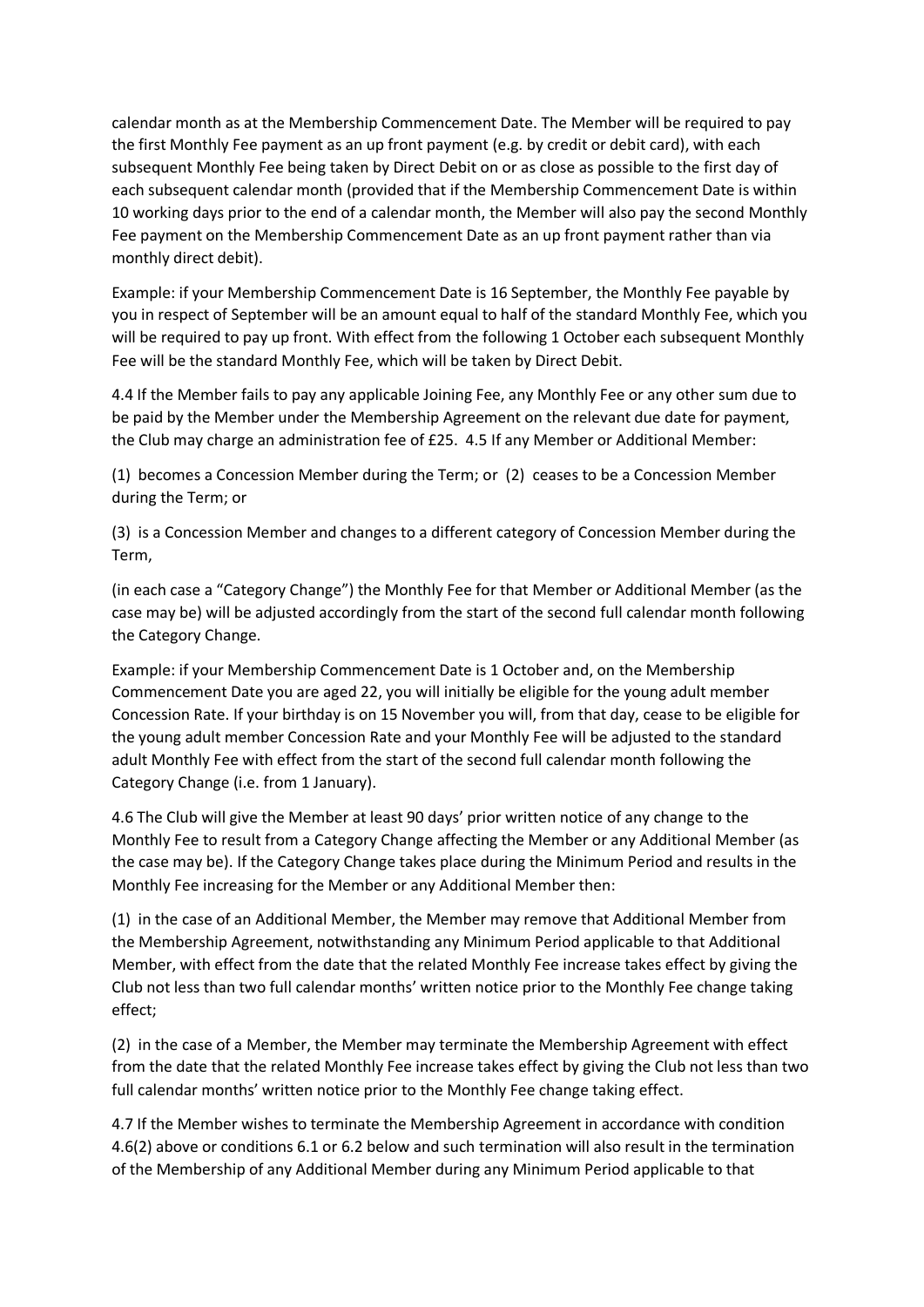calendar month as at the Membership Commencement Date. The Member will be required to pay the first Monthly Fee payment as an up front payment (e.g. by credit or debit card), with each subsequent Monthly Fee being taken by Direct Debit on or as close as possible to the first day of each subsequent calendar month (provided that if the Membership Commencement Date is within 10 working days prior to the end of a calendar month, the Member will also pay the second Monthly Fee payment on the Membership Commencement Date as an up front payment rather than via monthly direct debit).

Example: if your Membership Commencement Date is 16 September, the Monthly Fee payable by you in respect of September will be an amount equal to half of the standard Monthly Fee, which you will be required to pay up front. With effect from the following 1 October each subsequent Monthly Fee will be the standard Monthly Fee, which will be taken by Direct Debit.

4.4 If the Member fails to pay any applicable Joining Fee, any Monthly Fee or any other sum due to be paid by the Member under the Membership Agreement on the relevant due date for payment, the Club may charge an administration fee of £25.  4.5 If any Member or Additional Member:

(1)  becomes a Concession Member during the Term; or  (2)  ceases to be a Concession Member during the Term; or

(3)  is a Concession Member and changes to a different category of Concession Member during the Term,

(in each case a "Category Change") the Monthly Fee for that Member or Additional Member (as the case may be) will be adjusted accordingly from the start of the second full calendar month following the Category Change.

Example: if your Membership Commencement Date is 1 October and, on the Membership Commencement Date you are aged 22, you will initially be eligible for the young adult member Concession Rate. If your birthday is on 15 November you will, from that day, cease to be eligible for the young adult member Concession Rate and your Monthly Fee will be adjusted to the standard adult Monthly Fee with effect from the start of the second full calendar month following the Category Change (i.e. from 1 January).

4.6 The Club will give the Member at least 90 days' prior written notice of any change to the Monthly Fee to result from a Category Change affecting the Member or any Additional Member (as the case may be). If the Category Change takes place during the Minimum Period and results in the Monthly Fee increasing for the Member or any Additional Member then:

(1)  in the case of an Additional Member, the Member may remove that Additional Member from the Membership Agreement, notwithstanding any Minimum Period applicable to that Additional Member, with effect from the date that the related Monthly Fee increase takes effect by giving the Club not less than two full calendar months' written notice prior to the Monthly Fee change taking effect;

(2)  in the case of a Member, the Member may terminate the Membership Agreement with effect from the date that the related Monthly Fee increase takes effect by giving the Club not less than two full calendar months' written notice prior to the Monthly Fee change taking effect.

4.7 If the Member wishes to terminate the Membership Agreement in accordance with condition 4.6(2) above or conditions 6.1 or 6.2 below and such termination will also result in the termination of the Membership of any Additional Member during any Minimum Period applicable to that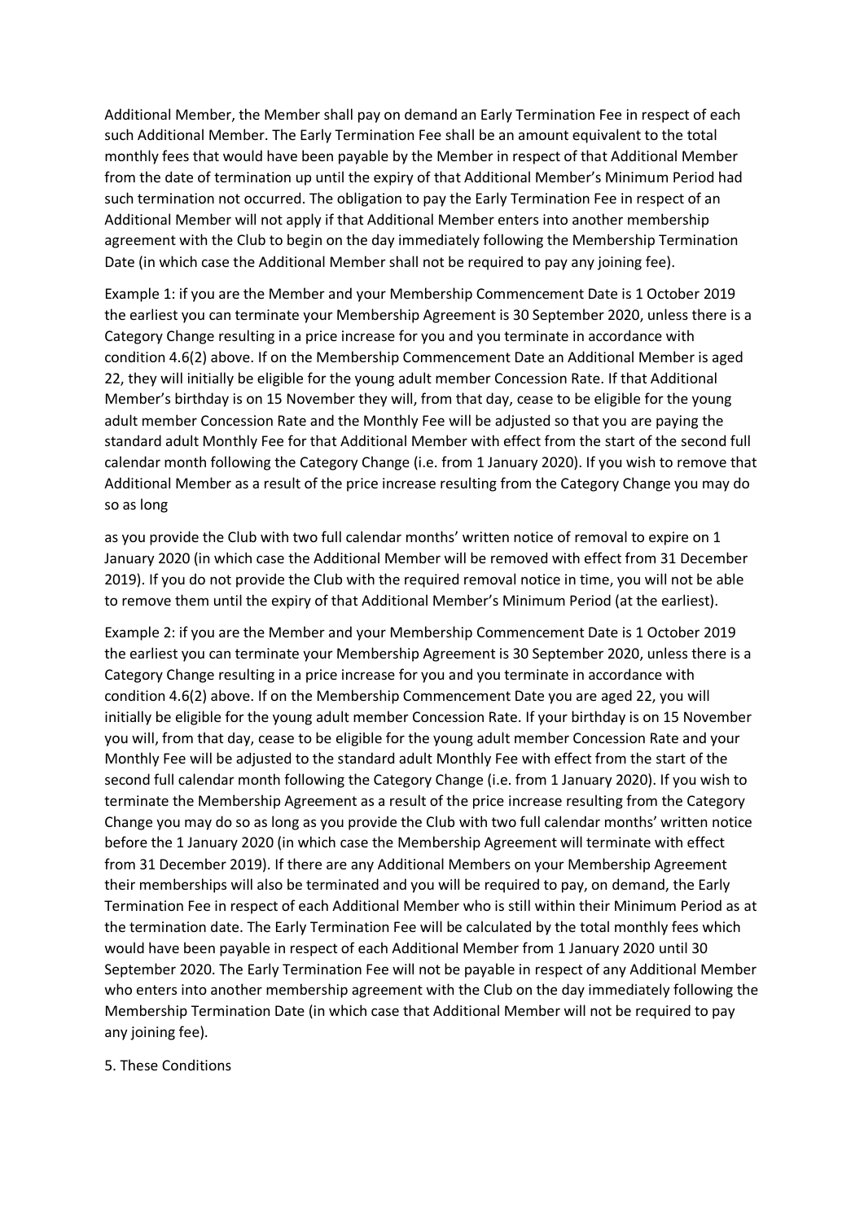Additional Member, the Member shall pay on demand an Early Termination Fee in respect of each such Additional Member. The Early Termination Fee shall be an amount equivalent to the total monthly fees that would have been payable by the Member in respect of that Additional Member from the date of termination up until the expiry of that Additional Member's Minimum Period had such termination not occurred. The obligation to pay the Early Termination Fee in respect of an Additional Member will not apply if that Additional Member enters into another membership agreement with the Club to begin on the day immediately following the Membership Termination Date (in which case the Additional Member shall not be required to pay any joining fee).

Example 1: if you are the Member and your Membership Commencement Date is 1 October 2019 the earliest you can terminate your Membership Agreement is 30 September 2020, unless there is a Category Change resulting in a price increase for you and you terminate in accordance with condition 4.6(2) above. If on the Membership Commencement Date an Additional Member is aged 22, they will initially be eligible for the young adult member Concession Rate. If that Additional Member's birthday is on 15 November they will, from that day, cease to be eligible for the young adult member Concession Rate and the Monthly Fee will be adjusted so that you are paying the standard adult Monthly Fee for that Additional Member with effect from the start of the second full calendar month following the Category Change (i.e. from 1 January 2020). If you wish to remove that Additional Member as a result of the price increase resulting from the Category Change you may do so as long as you provide the Club with two full calendar months' written notice of removal to expire on 1 January 2020 (in which case the Additional Member will be removed with effect from 31 December 2019). If you do not provide the Club with the required removal notice in time, you will not be able to remove them until the expiry of that Additional Member's Minimum Period (at the earliest).

Example 2: if you are the Member and your Membership Commencement Date is 1 October 2019 the earliest you can terminate your Membership Agreement is 30 September 2020, unless there is a Category Change resulting in a price increase for you and you terminate in accordance with condition 4.6(2) above. If on the Membership Commencement Date you are aged 22, you will initially be eligible for the young adult member Concession Rate. If your birthday is on 15 November you will, from that day, cease to be eligible for the young adult member Concession Rate and your Monthly Fee will be adjusted to the standard adult Monthly Fee with effect from the start of the second full calendar month following the Category Change (i.e. from 1 January 2020). If you wish to terminate the Membership Agreement as a result of the price increase resulting from the Category Change you may do so as long as you provide the Club with two full calendar months' written notice before the 1 January 2020 (in which case the Membership Agreement will terminate with effect from 31 December 2019). If there are any Additional Members on your Membership Agreement their memberships will also be terminated and you will be required to pay, on demand, the Early Termination Fee in respect of each Additional Member who is still within their Minimum Period as at the termination date. The Early Termination Fee will be calculated by the total monthly fees which would have been payable in respect of each Additional Member from 1 January 2020 until 30 September 2020. The Early Termination Fee will not be payable in respect of any Additional Member who enters into another membership agreement with the Club on the day immediately following the Membership Termination Date (in which case that Additional Member will not be required to pay any joining fee).

## 5. These Conditions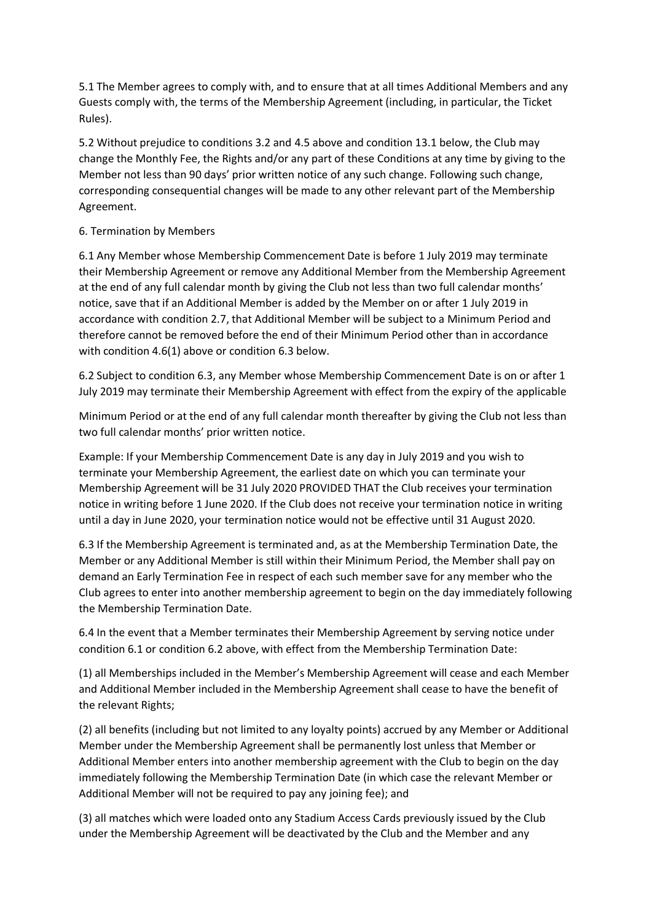5.1 The Member agrees to comply with, and to ensure that at all times Additional Members and any Guests comply with, the terms of the Membership Agreement (including, in particular, the Ticket Rules).

5.2 Without prejudice to conditions 3.2 and 4.5 above and condition 13.1 below, the Club may change the Monthly Fee, the Rights and/or any part of these Conditions at any time by giving to the Member not less than 90 days' prior written notice of any such change. Following such change, corresponding consequential changes will be made to any other relevant part of the Membership Agreement.

6. Termination by Members

6.1 Any Member whose Membership Commencement Date is before 1 July 2019 may terminate their Membership Agreement or remove any Additional Member from the Membership Agreement at the end of any full calendar month by giving the Club not less than two full calendar months' notice, save that if an Additional Member is added by the Member on or after 1 July 2019 in accordance with condition 2.7, that Additional Member will be subject to a Minimum Period and therefore cannot be removed before the end of their Minimum Period other than in accordance with condition 4.6(1) above or condition 6.3 below.

6.2 Subject to condition 6.3, any Member whose Membership Commencement Date is on or after 1 July 2019 may terminate their Membership Agreement with effect from the expiry of the applicable Minimum Period or at the end of any full calendar month thereafter by giving the Club not less than two full calendar months' prior written notice.

Example: If your Membership Commencement Date is any day in July 2019 and you wish to terminate your Membership Agreement, the earliest date on which you can terminate your Membership Agreement will be 31 July 2020 PROVIDED THAT the Club receives your termination notice in writing before 1 June 2020. If the Club does not receive your termination notice in writing until a day in June 2020, your termination notice would not be effective until 31 August 2020.

6.3 If the Membership Agreement is terminated and, as at the Membership Termination Date, the Member or any Additional Member is still within their Minimum Period, the Member shall pay on demand an Early Termination Fee in respect of each such member save for any member who the Club agrees to enter into another membership agreement to begin on the day immediately following the Membership Termination Date.

6.4 In the event that a Member terminates their Membership Agreement by serving notice under condition 6.1 or condition 6.2 above, with effect from the Membership Termination Date:

(1) all Memberships included in the Member's Membership Agreement will cease and each Member and Additional Member included in the Membership Agreement shall cease to have the benefit of the relevant Rights;

(2) all benefits (including but not limited to any loyalty points) accrued by any Member or Additional Member under the Membership Agreement shall be permanently lost unless that Member or Additional Member enters into another membership agreement with the Club to begin on the day immediately following the Membership Termination Date (in which case the relevant Member or Additional Member will not be required to pay any joining fee); and

(3) all matches which were loaded onto any Stadium Access Cards previously issued by the Club under the Membership Agreement will be deactivated by the Club and the Member and any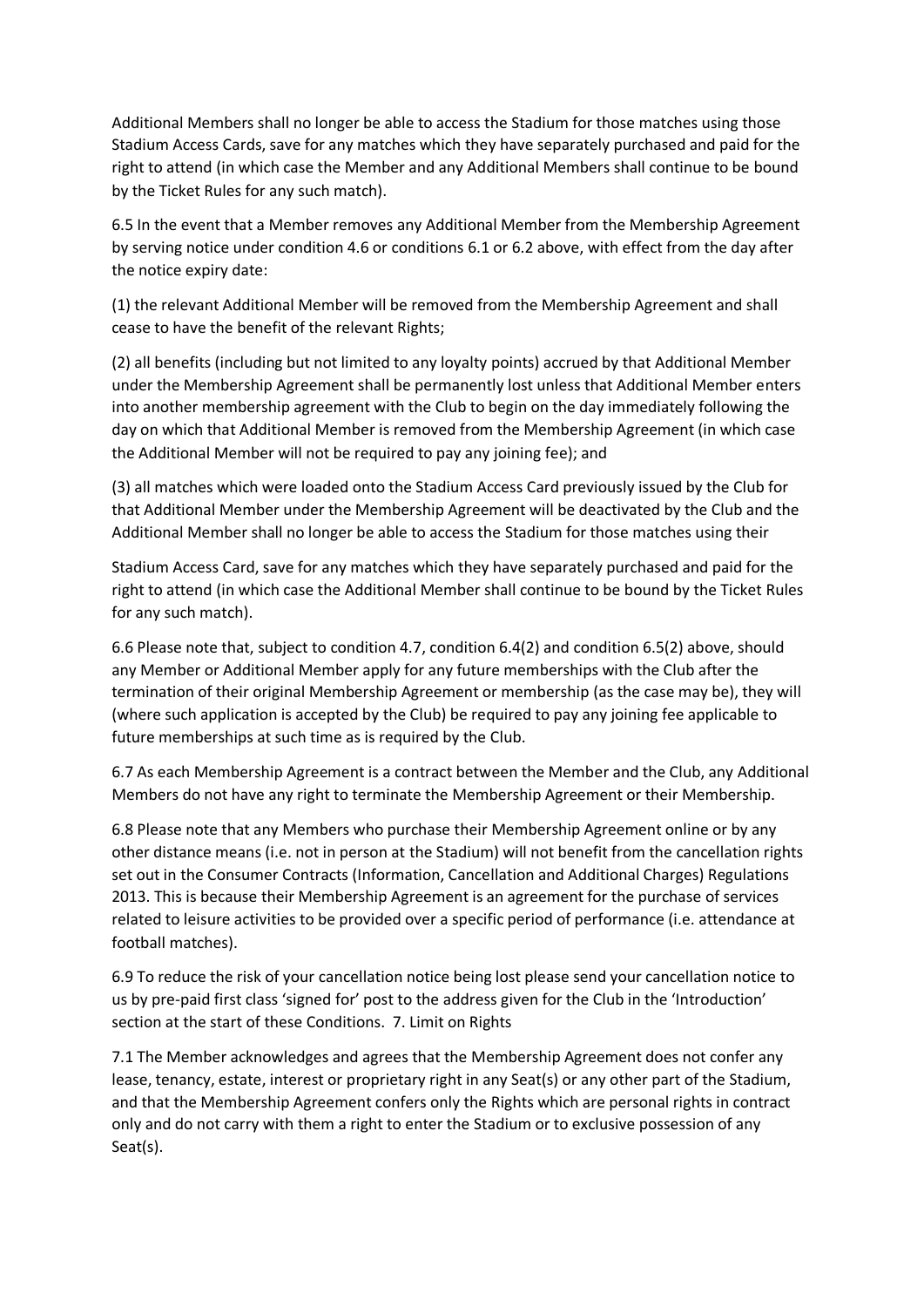Additional Members shall no longer be able to access the Stadium for those matches using those Stadium Access Cards, save for any matches which they have separately purchased and paid for the right to attend (in which case the Member and any Additional Members shall continue to be bound by the Ticket Rules for any such match).

6.5 In the event that a Member removes any Additional Member from the Membership Agreement by serving notice under condition 4.6 or conditions 6.1 or 6.2 above, with effect from the day after the notice expiry date:

(1) the relevant Additional Member will be removed from the Membership Agreement and shall cease to have the benefit of the relevant Rights;

(2) all benefits (including but not limited to any loyalty points) accrued by that Additional Member under the Membership Agreement shall be permanently lost unless that Additional Member enters into another membership agreement with the Club to begin on the day immediately following the day on which that Additional Member is removed from the Membership Agreement (in which case the Additional Member will not be required to pay any joining fee); and

(3) all matches which were loaded onto the Stadium Access Card previously issued by the Club for that Additional Member under the Membership Agreement will be deactivated by the Club and the Additional Member shall no longer be able to access the Stadium for those matches using their Stadium Access Card, save for any matches which they have separately purchased and paid for the right to attend (in which case the Additional Member shall continue to be bound by the Ticket Rules for any such match).

6.6 Please note that, subject to condition 4.7, condition 6.4(2) and condition 6.5(2) above, should any Member or Additional Member apply for any future memberships with the Club after the termination of their original Membership Agreement or membership (as the case may be), they will (where such application is accepted by the Club) be required to pay any joining fee applicable to future memberships at such time as is required by the Club.

6.7 As each Membership Agreement is a contract between the Member and the Club, any Additional Members do not have any right to terminate the Membership Agreement or their Membership.

6.8 Please note that any Members who purchase their Membership Agreement online or by any other distance means (i.e. not in person at the Stadium) will not benefit from the cancellation rights set out in the Consumer Contracts (Information, Cancellation and Additional Charges) Regulations 2013. This is because their Membership Agreement is an agreement for the purchase of services related to leisure activities to be provided over a specific period of performance (i.e. attendance at football matches).

6.9 To reduce the risk of your cancellation notice being lost please send your cancellation notice to us by pre-paid first class 'signed for' post to the address given for the Club in the 'Introduction' section at the start of these Conditions.

## 7. Limit on Rights

7.1 The Member acknowledges and agrees that the Membership Agreement does not confer any lease, tenancy, estate, interest or proprietary right in any Seat(s) or any other part of the Stadium, and that the Membership Agreement confers only the Rights which are personal rights in contract only and do not carry with them a right to enter the Stadium or to exclusive possession of any Seat(s).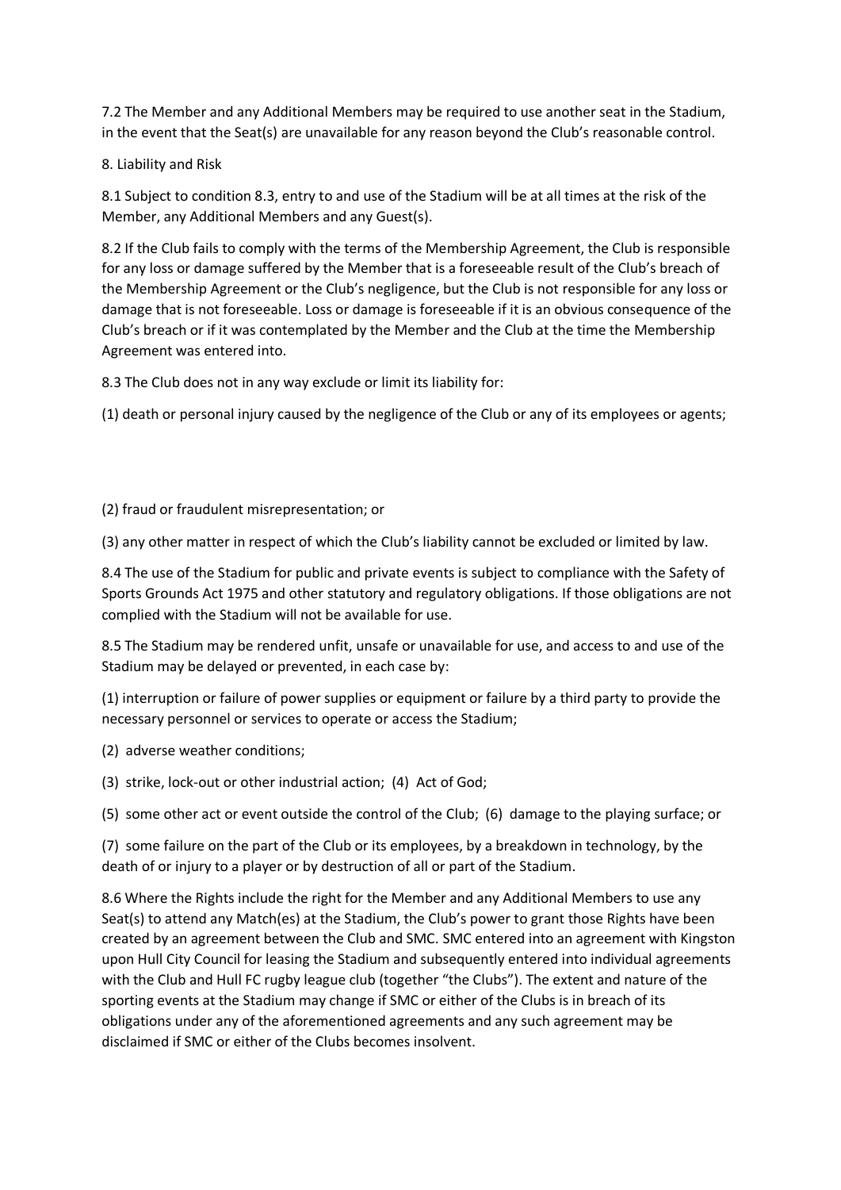7.2 The Member and any Additional Members may be required to use another seat in the Stadium, in the event that the Seat(s) are unavailable for any reason beyond the Club's reasonable control.

8. Liability and Risk

8.1 Subject to condition 8.3, entry to and use of the Stadium will be at all times at the risk of the Member, any Additional Members and any Guest(s).

8.2 If the Club fails to comply with the terms of the Membership Agreement, the Club is responsible for any loss or damage suffered by the Member that is a foreseeable result of the Club's breach of the Membership Agreement or the Club's negligence, but the Club is not responsible for any loss or damage that is not foreseeable. Loss or damage is foreseeable if it is an obvious consequence of the Club's breach or if it was contemplated by the Member and the Club at the time the Membership Agreement was entered into.

8.3 The Club does not in any way exclude or limit its liability for:

(1) death or personal injury caused by the negligence of the Club or any of its employees or agents;

(2) fraud or fraudulent misrepresentation; or

(3) any other matter in respect of which the Club's liability cannot be excluded or limited by law.

8.4 The use of the Stadium for public and private events is subject to compliance with the Safety of Sports Grounds Act 1975 and other statutory and regulatory obligations. If those obligations are not complied with the Stadium will not be available for use.

8.5 The Stadium may be rendered unfit, unsafe or unavailable for use, and access to and use of the Stadium may be delayed or prevented, in each case by:

(1) interruption or failure of power supplies or equipment or failure by a third party to provide the necessary personnel or services to operate or access the Stadium;

(2) adverse weather conditions;

(3) strike, lock-out or other industrial action; (4) Act of God;

(5) some other act or event outside the control of the Club; (6) damage to the playing surface; or

(7) some failure on the part of the Club or its employees, by a breakdown in technology, by the death of or injury to a player or by destruction of all or part of the Stadium.

8.6 Where the Rights include the right for the Member and any Additional Members to use any Seat(s) to attend any Match(es) at the Stadium, the Club's power to grant those Rights have been created by an agreement between the Club and SMC. SMC entered into an agreement with Kingston upon Hull City Council for leasing the Stadium and subsequently entered into individual agreements with the Club and Hull FC rugby league club (together "the Clubs"). The extent and nature of the sporting events at the Stadium may change if SMC or either of the Clubs is in breach of its obligations under any of the aforementioned agreements and any such agreement may be disclaimed if SMC or either of the Clubs becomes insolvent.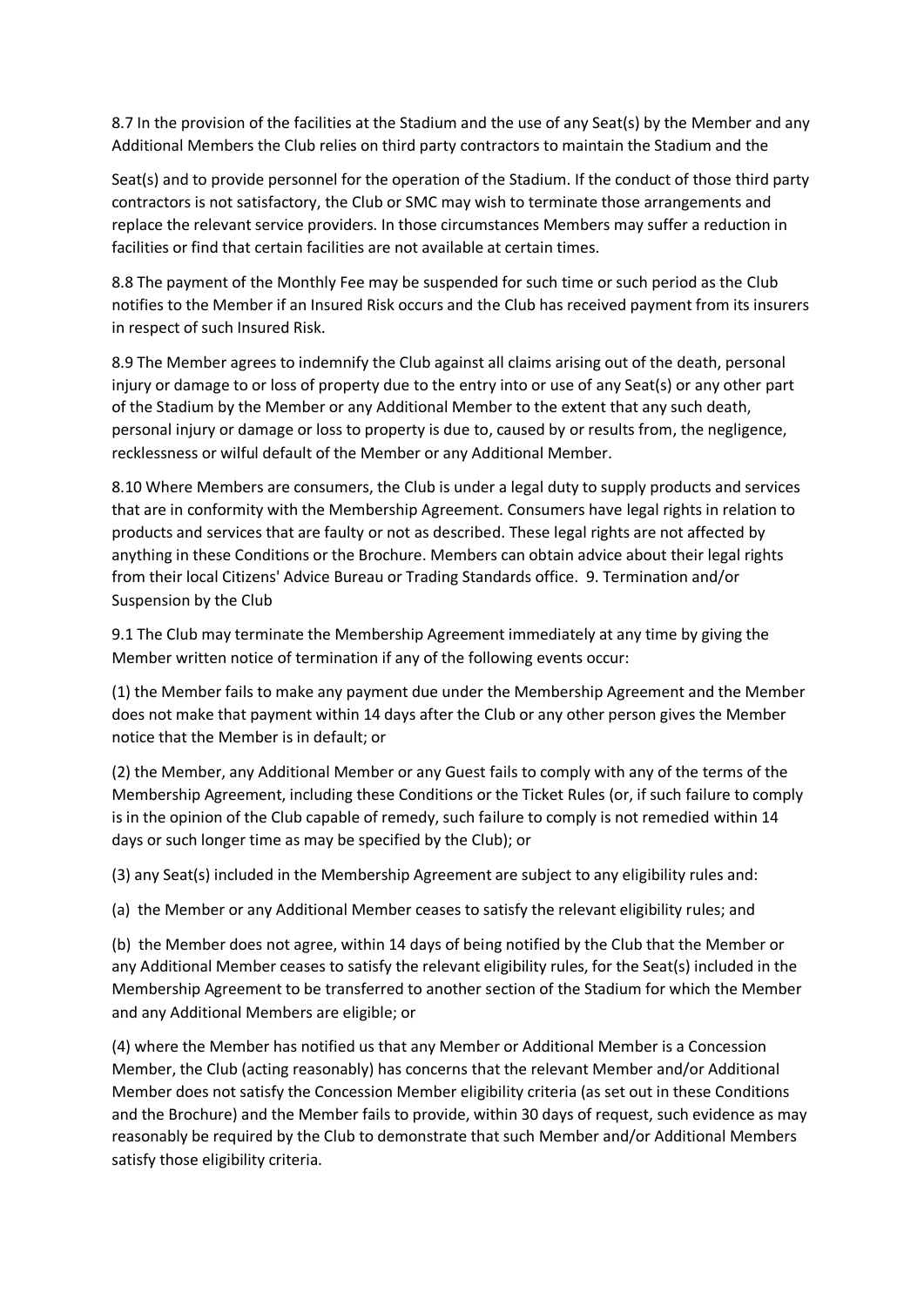8.7 In the provision of the facilities at the Stadium and the use of any Seat(s) by the Member and any Additional Members the Club relies on third party contractors to maintain the Stadium and the Seat(s) and to provide personnel for the operation of the Stadium. If the conduct of those third party contractors is not satisfactory, the Club or SMC may wish to terminate those arrangements and replace the relevant service providers. In those circumstances Members may suffer a reduction in facilities or find that certain facilities are not available at certain times.

8.8 The payment of the Monthly Fee may be suspended for such time or such period as the Club notifies to the Member if an Insured Risk occurs and the Club has received payment from its insurers in respect of such Insured Risk.

8.9 The Member agrees to indemnify the Club against all claims arising out of the death, personal injury or damage to or loss of property due to the entry into or use of any Seat(s) or any other part of the Stadium by the Member or any Additional Member to the extent that any such death, personal injury or damage or loss to property is due to, caused by or results from, the negligence, recklessness or wilful default of the Member or any Additional Member.

8.10 Where Members are consumers, the Club is under a legal duty to supply products and services that are in conformity with the Membership Agreement. Consumers have legal rights in relation to products and services that are faulty or not as described. These legal rights are not affected by anything in these Conditions or the Brochure. Members can obtain advice about their legal rights from their local Citizens' Advice Bureau or Trading Standards office.

## 9. Termination and/or Suspension by the Club

9.1 The Club may terminate the Membership Agreement immediately at any time by giving the Member written notice of termination if any of the following events occur:

(1) the Member fails to make any payment due under the Membership Agreement and the Member does not make that payment within 14 days after the Club or any other person gives the Member notice that the Member is in default; or

(2) the Member, any Additional Member or any Guest fails to comply with any of the terms of the Membership Agreement, including these Conditions or the Ticket Rules (or, if such failure to comply is in the opinion of the Club capable of remedy, such failure to comply is not remedied within 14 days or such longer time as may be specified by the Club); or

(3) any Seat(s) included in the Membership Agreement are subject to any eligibility rules and:

(a) the Member or any Additional Member ceases to satisfy the relevant eligibility rules; and

(b) the Member does not agree, within 14 days of being notified by the Club that the Member or any Additional Member ceases to satisfy the relevant eligibility rules, for the Seat(s) included in the Membership Agreement to be transferred to another section of the Stadium for which the Member and any Additional Members are eligible; or

(4) where the Member has notified us that any Member or Additional Member is a Concession Member, the Club (acting reasonably) has concerns that the relevant Member and/or Additional Member does not satisfy the Concession Member eligibility criteria (as set out in these Conditions and the Brochure) and the Member fails to provide, within 30 days of request, such evidence as may reasonably be required by the Club to demonstrate that such Member and/or Additional Members satisfy those eligibility criteria.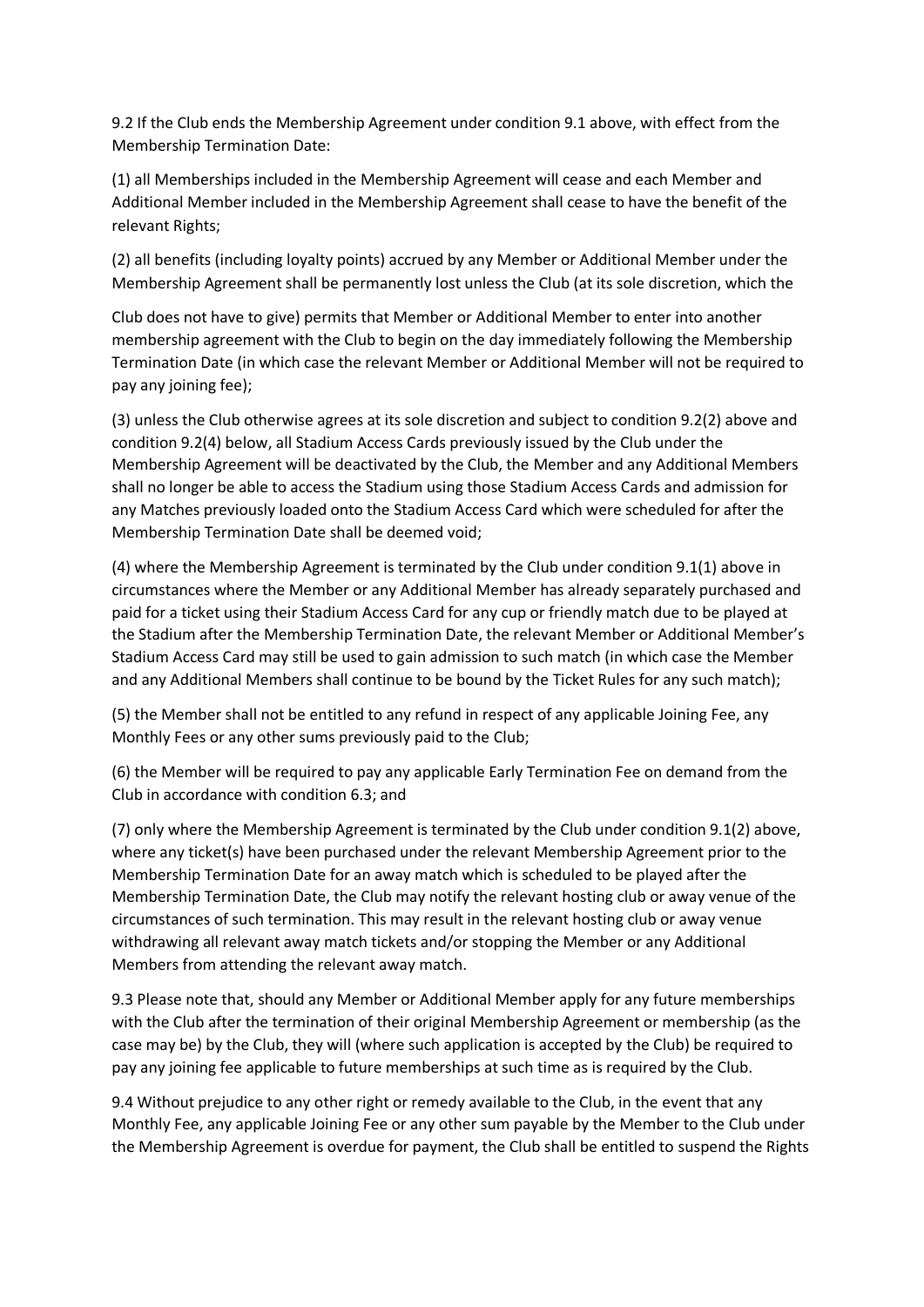9.2 If the Club ends the Membership Agreement under condition 9.1 above, with effect from the Membership Termination Date:

(1) all Memberships included in the Membership Agreement will cease and each Member and Additional Member included in the Membership Agreement shall cease to have the benefit of the relevant Rights;

(2) all benefits (including loyalty points) accrued by any Member or Additional Member under the Membership Agreement shall be permanently lost unless the Club (at its sole discretion, which the Club does not have to give) permits that Member or Additional Member to enter into another membership agreement with the Club to begin on the day immediately following the Membership Termination Date (in which case the relevant Member or Additional Member will not be required to pay any joining fee);

(3) unless the Club otherwise agrees at its sole discretion and subject to condition 9.2(2) above and condition 9.2(4) below, all Stadium Access Cards previously issued by the Club under the Membership Agreement will be deactivated by the Club, the Member and any Additional Members shall no longer be able to access the Stadium using those Stadium Access Cards and admission for any Matches previously loaded onto the Stadium Access Card which were scheduled for after the Membership Termination Date shall be deemed void;

(4) where the Membership Agreement is terminated by the Club under condition 9.1(1) above in circumstances where the Member or any Additional Member has already separately purchased and paid for a ticket using their Stadium Access Card for any cup or friendly match due to be played at the Stadium after the Membership Termination Date, the relevant Member or Additional Member's Stadium Access Card may still be used to gain admission to such match (in which case the Member and any Additional Members shall continue to be bound by the Ticket Rules for any such match);

(5) the Member shall not be entitled to any refund in respect of any applicable Joining Fee, any Monthly Fees or any other sums previously paid to the Club;

(6) the Member will be required to pay any applicable Early Termination Fee on demand from the Club in accordance with condition 6.3; and

(7) only where the Membership Agreement is terminated by the Club under condition 9.1(2) above, where any ticket(s) have been purchased under the relevant Membership Agreement prior to the Membership Termination Date for an away match which is scheduled to be played after the Membership Termination Date, the Club may notify the relevant hosting club or away venue of the circumstances of such termination. This may result in the relevant hosting club or away venue withdrawing all relevant away match tickets and/or stopping the Member or any Additional Members from attending the relevant away match.

9.3 Please note that, should any Member or Additional Member apply for any future memberships with the Club after the termination of their original Membership Agreement or membership (as the case may be) by the Club, they will (where such application is accepted by the Club) be required to pay any joining fee applicable to future memberships at such time as is required by the Club.

9.4 Without prejudice to any other right or remedy available to the Club, in the event that any Monthly Fee, any applicable Joining Fee or any other sum payable by the Member to the Club under the Membership Agreement is overdue for payment, the Club shall be entitled to suspend the Rights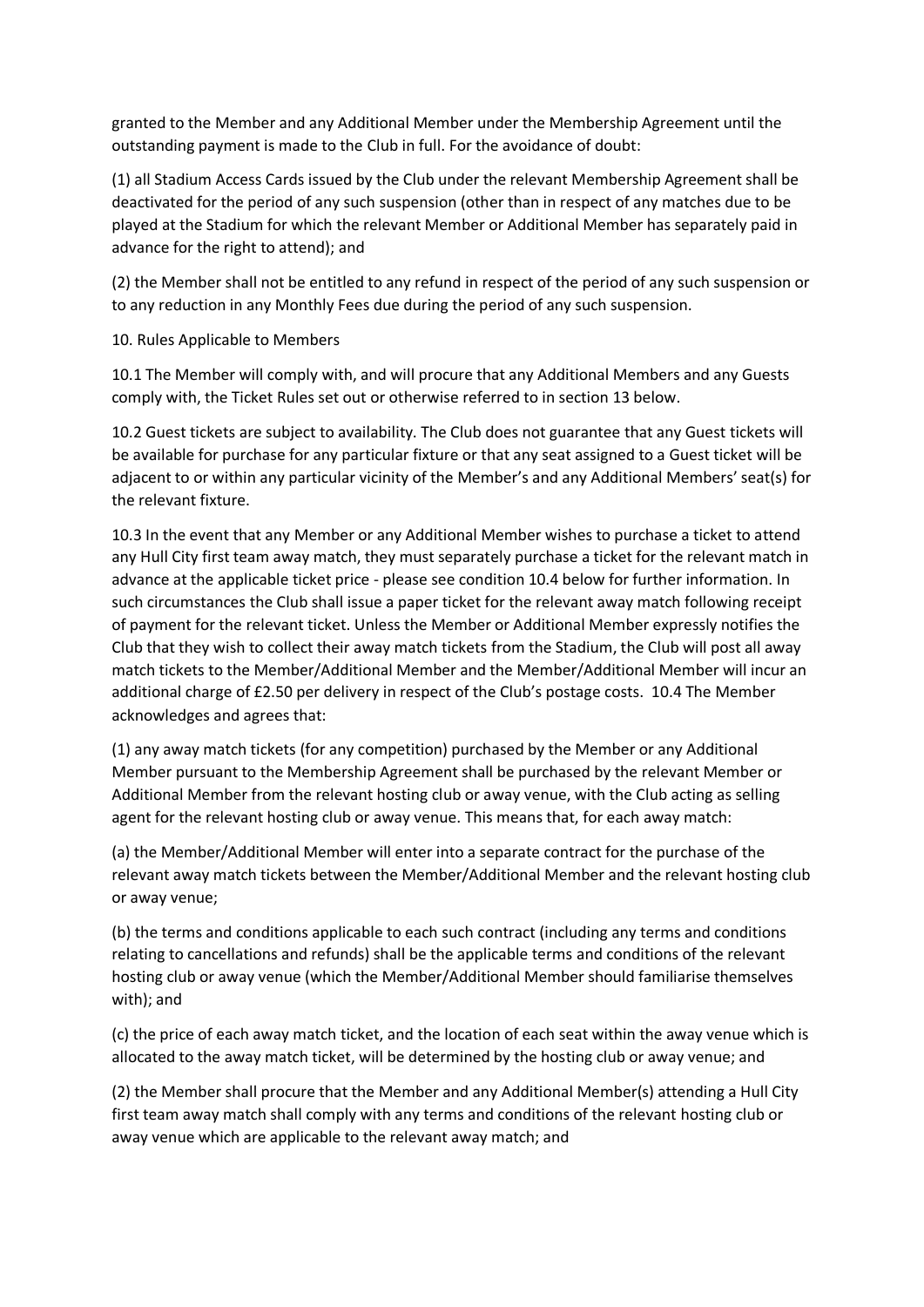granted to the Member and any Additional Member under the Membership Agreement until the outstanding payment is made to the Club in full. For the avoidance of doubt:

(1) all Stadium Access Cards issued by the Club under the relevant Membership Agreement shall be deactivated for the period of any such suspension (other than in respect of any matches due to be played at the Stadium for which the relevant Member or Additional Member has separately paid in advance for the right to attend); and

(2) the Member shall not be entitled to any refund in respect of the period of any such suspension or to any reduction in any Monthly Fees due during the period of any such suspension.

10. Rules Applicable to Members

10.1 The Member will comply with, and will procure that any Additional Members and any Guests comply with, the Ticket Rules set out or otherwise referred to in section 13 below.

10.2 Guest tickets are subject to availability. The Club does not guarantee that any Guest tickets will be available for purchase for any particular fixture or that any seat assigned to a Guest ticket will be adjacent to or within any particular vicinity of the Member's and any Additional Members' seat(s) for the relevant fixture.

10.3 In the event that any Member or any Additional Member wishes to purchase a ticket to attend any Hull City first team away match, they must separately purchase a ticket for the relevant match in advance at the applicable ticket price - please see condition 10.4 below for further information. In such circumstances the Club shall issue a paper ticket for the relevant away match following receipt of payment for the relevant ticket. Unless the Member or Additional Member expressly notifies the Club that they wish to collect their away match tickets from the Stadium, the Club will post all away match tickets to the Member/Additional Member and the Member/Additional Member will incur an additional charge of £2.50 per delivery in respect of the Club's postage costs. 10.4 The Member acknowledges and agrees that:

(1) any away match tickets (for any competition) purchased by the Member or any Additional Member pursuant to the Membership Agreement shall be purchased by the relevant Member or Additional Member from the relevant hosting club or away venue, with the Club acting as selling agent for the relevant hosting club or away venue. This means that, for each away match:

(a) the Member/Additional Member will enter into a separate contract for the purchase of the relevant away match tickets between the Member/Additional Member and the relevant hosting club or away venue;

(b) the terms and conditions applicable to each such contract (including any terms and conditions relating to cancellations and refunds) shall be the applicable terms and conditions of the relevant hosting club or away venue (which the Member/Additional Member should familiarise themselves with); and

(c) the price of each away match ticket, and the location of each seat within the away venue which is allocated to the away match ticket, will be determined by the hosting club or away venue; and

(2) the Member shall procure that the Member and any Additional Member(s) attending a Hull City first team away match shall comply with any terms and conditions of the relevant hosting club or away venue which are applicable to the relevant away match; and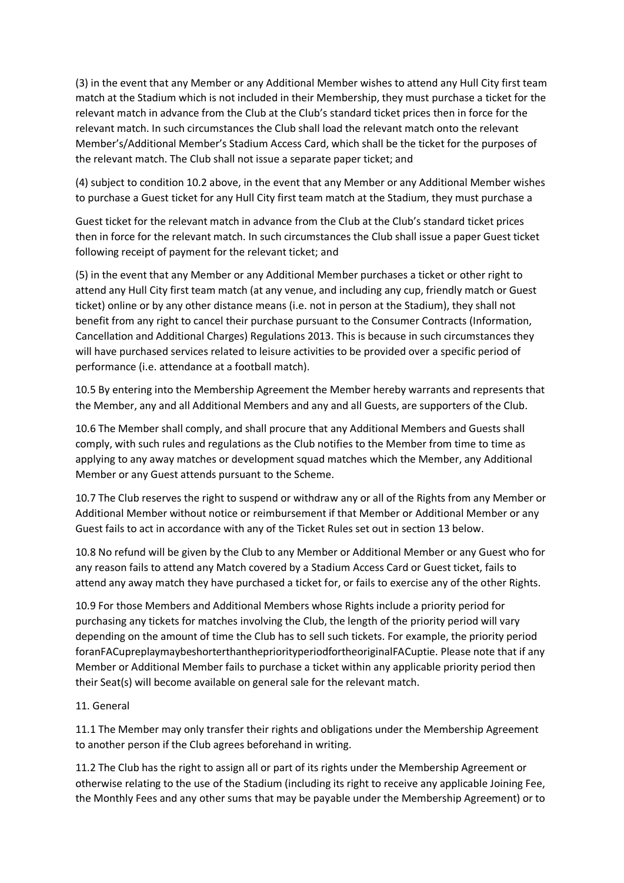(3) in the event that any Member or any Additional Member wishes to attend any Hull City first team match at the Stadium which is not included in their Membership, they must purchase a ticket for the relevant match in advance from the Club at the Club's standard ticket prices then in force for the relevant match. In such circumstances the Club shall load the relevant match onto the relevant Member's/Additional Member's Stadium Access Card, which shall be the ticket for the purposes of the relevant match. The Club shall not issue a separate paper ticket; and

(4) subject to condition 10.2 above, in the event that any Member or any Additional Member wishes to purchase a Guest ticket for any Hull City first team match at the Stadium, they must purchase a

Guest ticket for the relevant match in advance from the Club at the Club's standard ticket prices then in force for the relevant match. In such circumstances the Club shall issue a paper Guest ticket following receipt of payment for the relevant ticket; and

(5) in the event that any Member or any Additional Member purchases a ticket or other right to attend any Hull City first team match (at any venue, and including any cup, friendly match or Guest ticket) online or by any other distance means (i.e. not in person at the Stadium), they shall not benefit from any right to cancel their purchase pursuant to the Consumer Contracts (Information, Cancellation and Additional Charges) Regulations 2013. This is because in such circumstances they will have purchased services related to leisure activities to be provided over a specific period of performance (i.e. attendance at a football match).

10.5 By entering into the Membership Agreement the Member hereby warrants and represents that the Member, any and all Additional Members and any and all Guests, are supporters of the Club.

10.6 The Member shall comply, and shall procure that any Additional Members and Guests shall comply, with such rules and regulations as the Club notifies to the Member from time to time as applying to any away matches or development squad matches which the Member, any Additional Member or any Guest attends pursuant to the Scheme.

10.7 The Club reserves the right to suspend or withdraw any or all of the Rights from any Member or Additional Member without notice or reimbursement if that Member or Additional Member or any Guest fails to act in accordance with any of the Ticket Rules set out in section 13 below.

10.8 No refund will be given by the Club to any Member or Additional Member or any Guest who for any reason fails to attend any Match covered by a Stadium Access Card or Guest ticket, fails to attend any away match they have purchased a ticket for, or fails to exercise any of the other Rights.

10.9 For those Members and Additional Members whose Rights include a priority period for purchasing any tickets for matches involving the Club, the length of the priority period will vary depending on the amount of time the Club has to sell such tickets. For example, the priority period foranFACupreplaymaybeshorterthanthepriorityperiodfortheoriginalFACuptie. Please note that if any Member or Additional Member fails to purchase a ticket within any applicable priority period then their Seat(s) will become available on general sale for the relevant match.

11. General

11.1 The Member may only transfer their rights and obligations under the Membership Agreement to another person if the Club agrees beforehand in writing.

11.2 The Club has the right to assign all or part of its rights under the Membership Agreement or otherwise relating to the use of the Stadium (including its right to receive any applicable Joining Fee, the Monthly Fees and any other sums that may be payable under the Membership Agreement) or to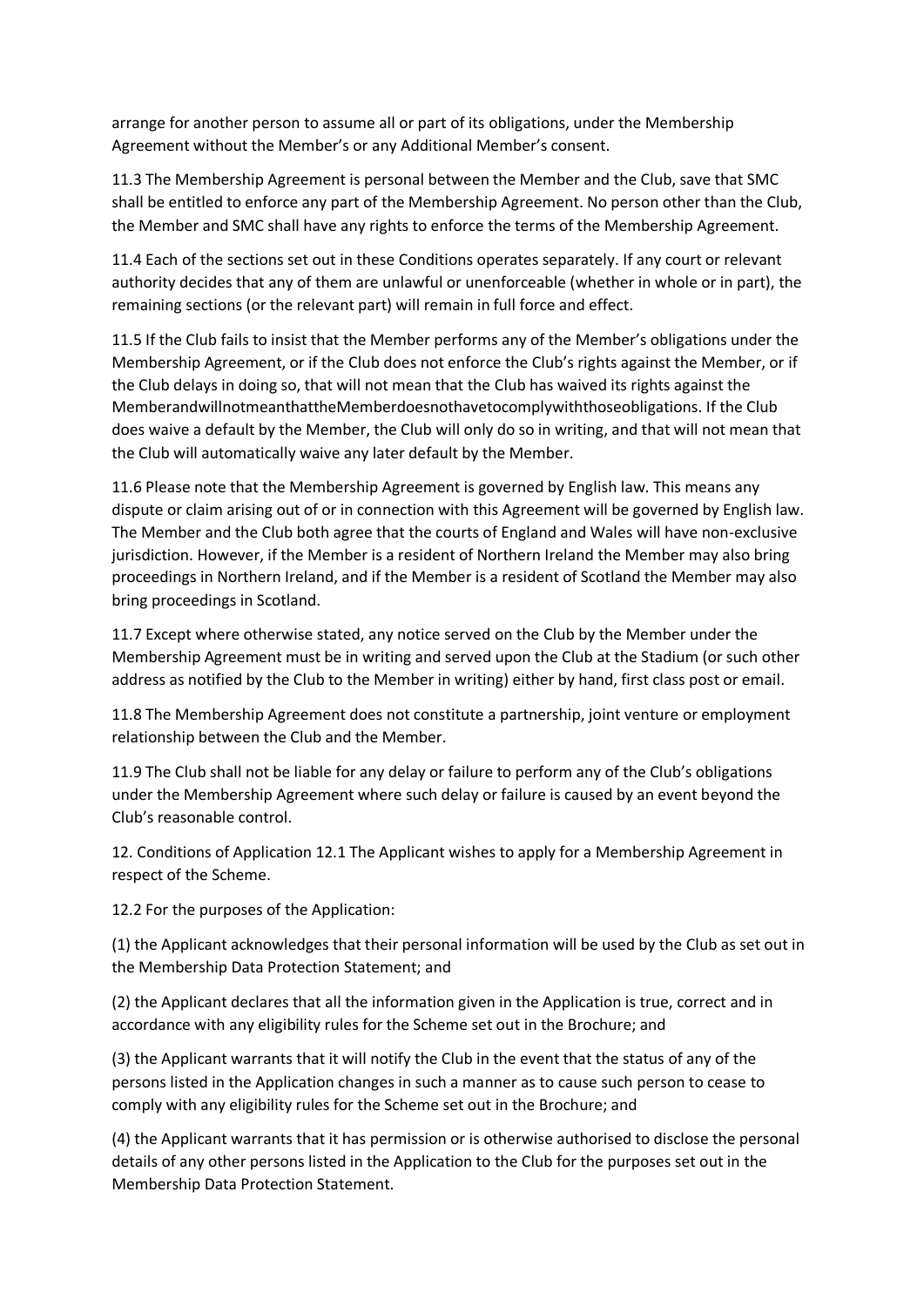arrange for another person to assume all or part of its obligations, under the Membership Agreement without the Member's or any Additional Member's consent.

11.3 The Membership Agreement is personal between the Member and the Club, save that SMC shall be entitled to enforce any part of the Membership Agreement. No person other than the Club, the Member and SMC shall have any rights to enforce the terms of the Membership Agreement.

11.4 Each of the sections set out in these Conditions operates separately. If any court or relevant authority decides that any of them are unlawful or unenforceable (whether in whole or in part), the remaining sections (or the relevant part) will remain in full force and effect.

11.5 If the Club fails to insist that the Member performs any of the Member's obligations under the Membership Agreement, or if the Club does not enforce the Club's rights against the Member, or if the Club delays in doing so, that will not mean that the Club has waived its rights against the MemberandwillnotmeanthattheMemberdoesnothavetocomplywiththoseobligations. If the Club does waive a default by the Member, the Club will only do so in writing, and that will not mean that the Club will automatically waive any later default by the Member.

11.6 Please note that the Membership Agreement is governed by English law. This means any dispute or claim arising out of or in connection with this Agreement will be governed by English law. The Member and the Club both agree that the courts of England and Wales will have non-exclusive jurisdiction. However, if the Member is a resident of Northern Ireland the Member may also bring proceedings in Northern Ireland, and if the Member is a resident of Scotland the Member may also bring proceedings in Scotland.

11.7 Except where otherwise stated, any notice served on the Club by the Member under the Membership Agreement must be in writing and served upon the Club at the Stadium (or such other address as notified by the Club to the Member in writing) either by hand, first class post or email.

11.8 The Membership Agreement does not constitute a partnership, joint venture or employment relationship between the Club and the Member.

11.9 The Club shall not be liable for any delay or failure to perform any of the Club's obligations under the Membership Agreement where such delay or failure is caused by an event beyond the Club's reasonable control.

12. Conditions of Application 12.1 The Applicant wishes to apply for a Membership Agreement in respect of the Scheme.

12.2 For the purposes of the Application:

(1) the Applicant acknowledges that their personal information will be used by the Club as set out in the Membership Data Protection Statement; and

(2) the Applicant declares that all the information given in the Application is true, correct and in accordance with any eligibility rules for the Scheme set out in the Brochure; and

(3) the Applicant warrants that it will notify the Club in the event that the status of any of the persons listed in the Application changes in such a manner as to cause such person to cease to comply with any eligibility rules for the Scheme set out in the Brochure; and

(4) the Applicant warrants that it has permission or is otherwise authorised to disclose the personal details of any other persons listed in the Application to the Club for the purposes set out in the Membership Data Protection Statement.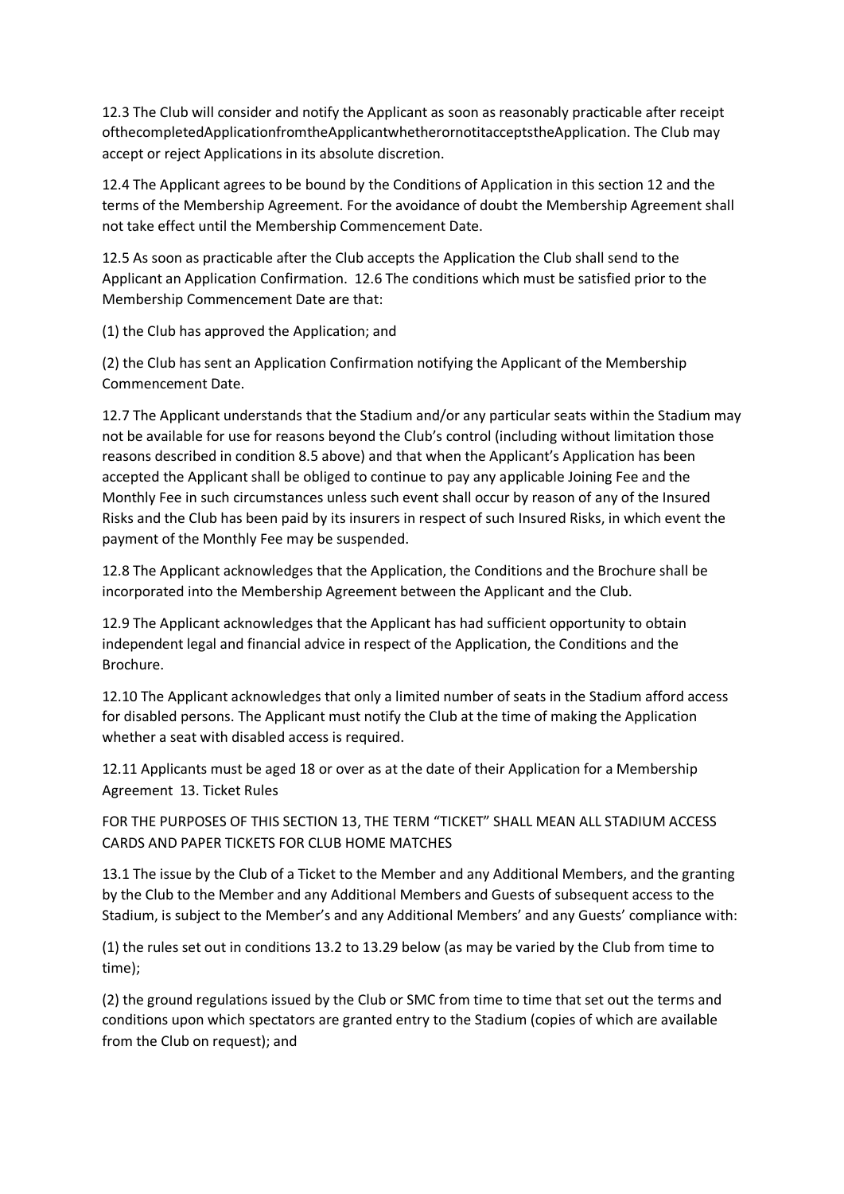12.3 The Club will consider and notify the Applicant as soon as reasonably practicable after receipt ofthecompletedApplicationfromtheApplicantwhetherornotitacceptstheApplication. The Club may accept or reject Applications in its absolute discretion.

12.4 The Applicant agrees to be bound by the Conditions of Application in this section 12 and the terms of the Membership Agreement. For the avoidance of doubt the Membership Agreement shall not take effect until the Membership Commencement Date.

12.5 As soon as practicable after the Club accepts the Application the Club shall send to the Applicant an Application Confirmation. 12.6 The conditions which must be satisfied prior to the Membership Commencement Date are that:

(1) the Club has approved the Application; and

(2) the Club has sent an Application Confirmation notifying the Applicant of the Membership Commencement Date.

12.7 The Applicant understands that the Stadium and/or any particular seats within the Stadium may not be available for use for reasons beyond the Club's control (including without limitation those reasons described in condition 8.5 above) and that when the Applicant's Application has been accepted the Applicant shall be obliged to continue to pay any applicable Joining Fee and the Monthly Fee in such circumstances unless such event shall occur by reason of any of the Insured Risks and the Club has been paid by its insurers in respect of such Insured Risks, in which event the payment of the Monthly Fee may be suspended.

12.8 The Applicant acknowledges that the Application, the Conditions and the Brochure shall be incorporated into the Membership Agreement between the Applicant and the Club.

12.9 The Applicant acknowledges that the Applicant has had sufficient opportunity to obtain independent legal and financial advice in respect of the Application, the Conditions and the Brochure.

12.10 The Applicant acknowledges that only a limited number of seats in the Stadium afford access for disabled persons. The Applicant must notify the Club at the time of making the Application whether a seat with disabled access is required.

12.11 Applicants must be aged 18 or over as at the date of their Application for a Membership Agreement 13. Ticket Rules

FOR THE PURPOSES OF THIS SECTION 13, THE TERM "TICKET" SHALL MEAN ALL STADIUM ACCESS CARDS AND PAPER TICKETS FOR CLUB HOME MATCHES

13.1 The issue by the Club of a Ticket to the Member and any Additional Members, and the granting by the Club to the Member and any Additional Members and Guests of subsequent access to the Stadium, is subject to the Member's and any Additional Members' and any Guests' compliance with:

(1) the rules set out in conditions 13.2 to 13.29 below (as may be varied by the Club from time to time);

(2) the ground regulations issued by the Club or SMC from time to time that set out the terms and conditions upon which spectators are granted entry to the Stadium (copies of which are available from the Club on request); and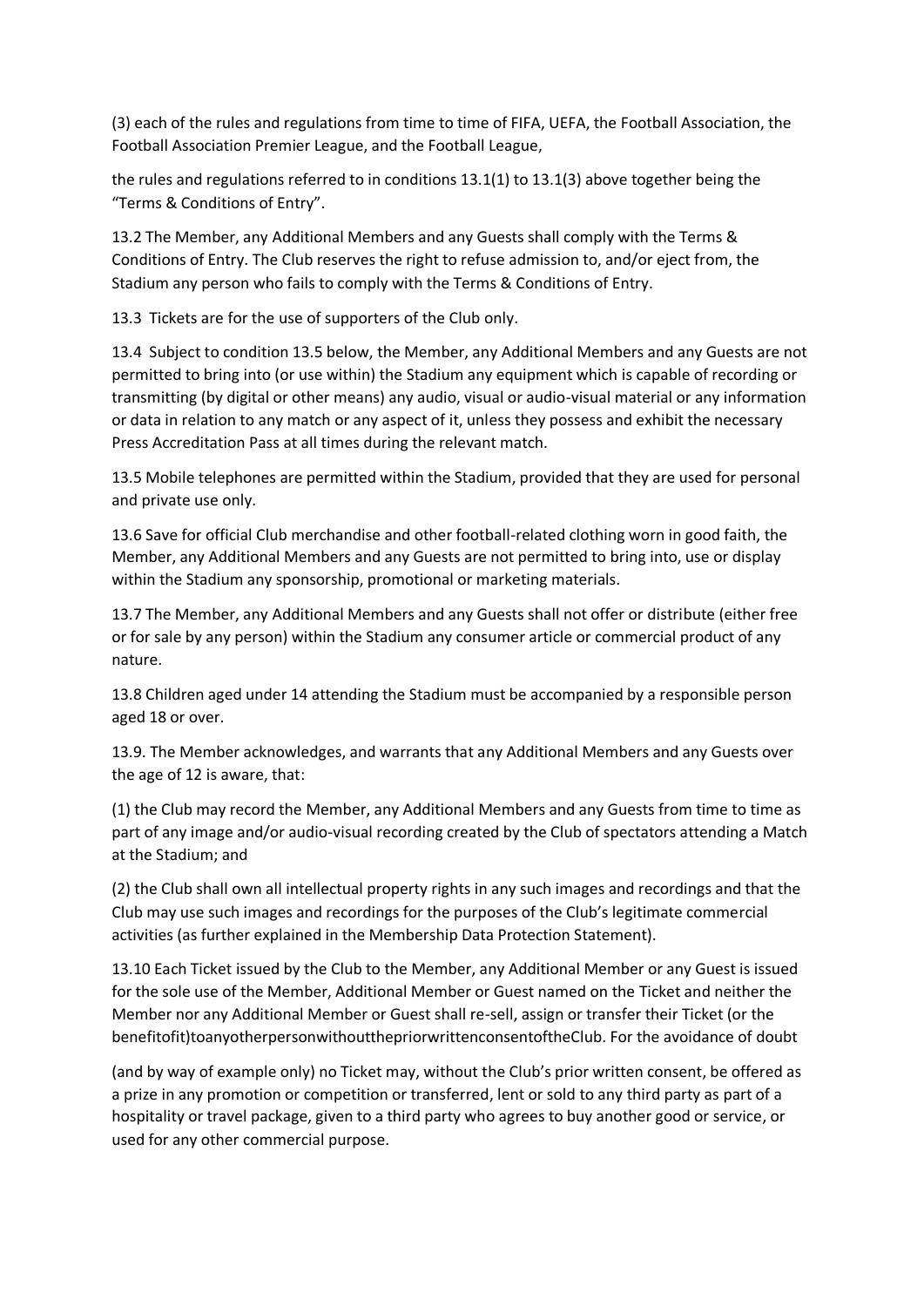(3) each of the rules and regulations from time to time of FIFA, UEFA, the Football Association, the Football Association Premier League, and the Football League,

the rules and regulations referred to in conditions 13.1(1) to 13.1(3) above together being the "Terms & Conditions of Entry".

13.2 The Member, any Additional Members and any Guests shall comply with the Terms & Conditions of Entry. The Club reserves the right to refuse admission to, and/or eject from, the Stadium any person who fails to comply with the Terms & Conditions of Entry.

13.3 Tickets are for the use of supporters of the Club only.

13.4 Subject to condition 13.5 below, the Member, any Additional Members and any Guests are not permitted to bring into (or use within) the Stadium any equipment which is capable of recording or transmitting (by digital or other means) any audio, visual or audio-visual material or any information or data in relation to any match or any aspect of it, unless they possess and exhibit the necessary Press Accreditation Pass at all times during the relevant match.

13.5 Mobile telephones are permitted within the Stadium, provided that they are used for personal and private use only.

13.6 Save for official Club merchandise and other football-related clothing worn in good faith, the Member, any Additional Members and any Guests are not permitted to bring into, use or display within the Stadium any sponsorship, promotional or marketing materials.

13.7 The Member, any Additional Members and any Guests shall not offer or distribute (either free or for sale by any person) within the Stadium any consumer article or commercial product of any nature.

13.8 Children aged under 14 attending the Stadium must be accompanied by a responsible person aged 18 or over.

13.9. The Member acknowledges, and warrants that any Additional Members and any Guests over the age of 12 is aware, that:

(1) the Club may record the Member, any Additional Members and any Guests from time to time as part of any image and/or audio-visual recording created by the Club of spectators attending a Match at the Stadium; and

(2) the Club shall own all intellectual property rights in any such images and recordings and that the Club may use such images and recordings for the purposes of the Club's legitimate commercial activities (as further explained in the Membership Data Protection Statement).

13.10 Each Ticket issued by the Club to the Member, any Additional Member or any Guest is issued for the sole use of the Member, Additional Member or Guest named on the Ticket and neither the Member nor any Additional Member or Guest shall re-sell, assign or transfer their Ticket (or the benefitofit)toanyotherpersonwithoutthepriorwrittenconsentoftheClub. For the avoidance of doubt

(and by way of example only) no Ticket may, without the Club's prior written consent, be offered as a prize in any promotion or competition or transferred, lent or sold to any third party as part of a hospitality or travel package, given to a third party who agrees to buy another good or service, or used for any other commercial purpose.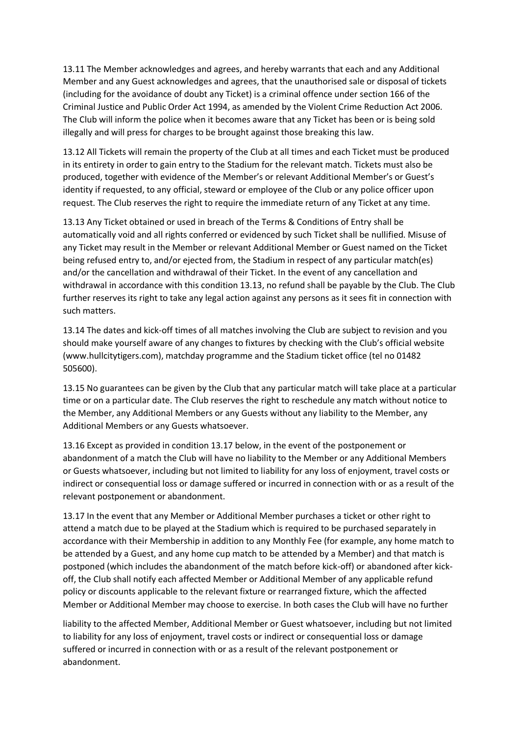13.11 The Member acknowledges and agrees, and hereby warrants that each and any Additional Member and any Guest acknowledges and agrees, that the unauthorised sale or disposal of tickets (including for the avoidance of doubt any Ticket) is a criminal offence under section 166 of the Criminal Justice and Public Order Act 1994, as amended by the Violent Crime Reduction Act 2006. The Club will inform the police when it becomes aware that any Ticket has been or is being sold illegally and will press for charges to be brought against those breaking this law.

13.12 All Tickets will remain the property of the Club at all times and each Ticket must be produced in its entirety in order to gain entry to the Stadium for the relevant match. Tickets must also be produced, together with evidence of the Member's or relevant Additional Member's or Guest's identity if requested, to any official, steward or employee of the Club or any police officer upon request. The Club reserves the right to require the immediate return of any Ticket at any time.

13.13 Any Ticket obtained or used in breach of the Terms & Conditions of Entry shall be automatically void and all rights conferred or evidenced by such Ticket shall be nullified. Misuse of any Ticket may result in the Member or relevant Additional Member or Guest named on the Ticket being refused entry to, and/or ejected from, the Stadium in respect of any particular match(es) and/or the cancellation and withdrawal of their Ticket. In the event of any cancellation and withdrawal in accordance with this condition 13.13, no refund shall be payable by the Club. The Club further reserves its right to take any legal action against any persons as it sees fit in connection with such matters.

13.14 The dates and kick-off times of all matches involving the Club are subject to revision and you should make yourself aware of any changes to fixtures by checking with the Club's official website (www.hullcitytigers.com), matchday programme and the Stadium ticket office (tel no 01482 505600).

13.15 No guarantees can be given by the Club that any particular match will take place at a particular time or on a particular date. The Club reserves the right to reschedule any match without notice to the Member, any Additional Members or any Guests without any liability to the Member, any Additional Members or any Guests whatsoever.

13.16 Except as provided in condition 13.17 below, in the event of the postponement or abandonment of a match the Club will have no liability to the Member or any Additional Members or Guests whatsoever, including but not limited to liability for any loss of enjoyment, travel costs or indirect or consequential loss or damage suffered or incurred in connection with or as a result of the relevant postponement or abandonment.

13.17 In the event that any Member or Additional Member purchases a ticket or other right to attend a match due to be played at the Stadium which is required to be purchased separately in accordance with their Membership in addition to any Monthly Fee (for example, any home match to be attended by a Guest, and any home cup match to be attended by a Member) and that match is postponed (which includes the abandonment of the match before kick-off) or abandoned after kick-off, the Club shall notify each affected Member or Additional Member of any applicable refund policy or discounts applicable to the relevant fixture or rearranged fixture, which the affected Member or Additional Member may choose to exercise. In both cases the Club will have no further liability to the affected Member, Additional Member or Guest whatsoever, including but not limited to liability for any loss of enjoyment, travel costs or indirect or consequential loss or damage suffered or incurred in connection with or as a result of the relevant postponement or abandonment.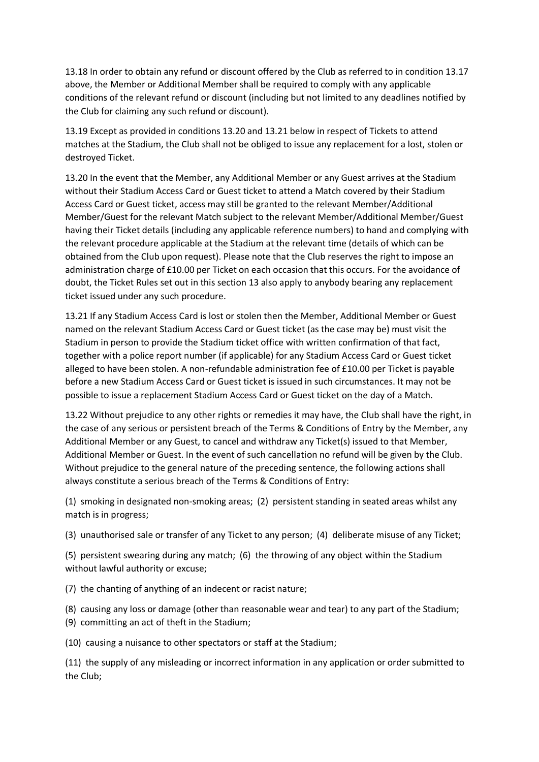13.18 In order to obtain any refund or discount offered by the Club as referred to in condition 13.17 above, the Member or Additional Member shall be required to comply with any applicable conditions of the relevant refund or discount (including but not limited to any deadlines notified by the Club for claiming any such refund or discount).

13.19 Except as provided in conditions 13.20 and 13.21 below in respect of Tickets to attend matches at the Stadium, the Club shall not be obliged to issue any replacement for a lost, stolen or destroyed Ticket.

13.20 In the event that the Member, any Additional Member or any Guest arrives at the Stadium without their Stadium Access Card or Guest ticket to attend a Match covered by their Stadium Access Card or Guest ticket, access may still be granted to the relevant Member/Additional Member/Guest for the relevant Match subject to the relevant Member/Additional Member/Guest having their Ticket details (including any applicable reference numbers) to hand and complying with the relevant procedure applicable at the Stadium at the relevant time (details of which can be obtained from the Club upon request). Please note that the Club reserves the right to impose an administration charge of £10.00 per Ticket on each occasion that this occurs. For the avoidance of doubt, the Ticket Rules set out in this section 13 also apply to anybody bearing any replacement ticket issued under any such procedure.

13.21 If any Stadium Access Card is lost or stolen then the Member, Additional Member or Guest named on the relevant Stadium Access Card or Guest ticket (as the case may be) must visit the Stadium in person to provide the Stadium ticket office with written confirmation of that fact, together with a police report number (if applicable) for any Stadium Access Card or Guest ticket alleged to have been stolen. A non-refundable administration fee of £10.00 per Ticket is payable before a new Stadium Access Card or Guest ticket is issued in such circumstances. It may not be possible to issue a replacement Stadium Access Card or Guest ticket on the day of a Match.

13.22 Without prejudice to any other rights or remedies it may have, the Club shall have the right, in the case of any serious or persistent breach of the Terms & Conditions of Entry by the Member, any Additional Member or any Guest, to cancel and withdraw any Ticket(s) issued to that Member, Additional Member or Guest. In the event of such cancellation no refund will be given by the Club. Without prejudice to the general nature of the preceding sentence, the following actions shall always constitute a serious breach of the Terms & Conditions of Entry:

(1) smoking in designated non-smoking areas; (2) persistent standing in seated areas whilst any match is in progress;

(3) unauthorised sale or transfer of any Ticket to any person; (4) deliberate misuse of any Ticket;

(5) persistent swearing during any match; (6) the throwing of any object within the Stadium without lawful authority or excuse;

(7) the chanting of anything of an indecent or racist nature;

(8) causing any loss or damage (other than reasonable wear and tear) to any part of the Stadium;
(9) committing an act of theft in the Stadium;

(10) causing a nuisance to other spectators or staff at the Stadium;

(11) the supply of any misleading or incorrect information in any application or order submitted to the Club;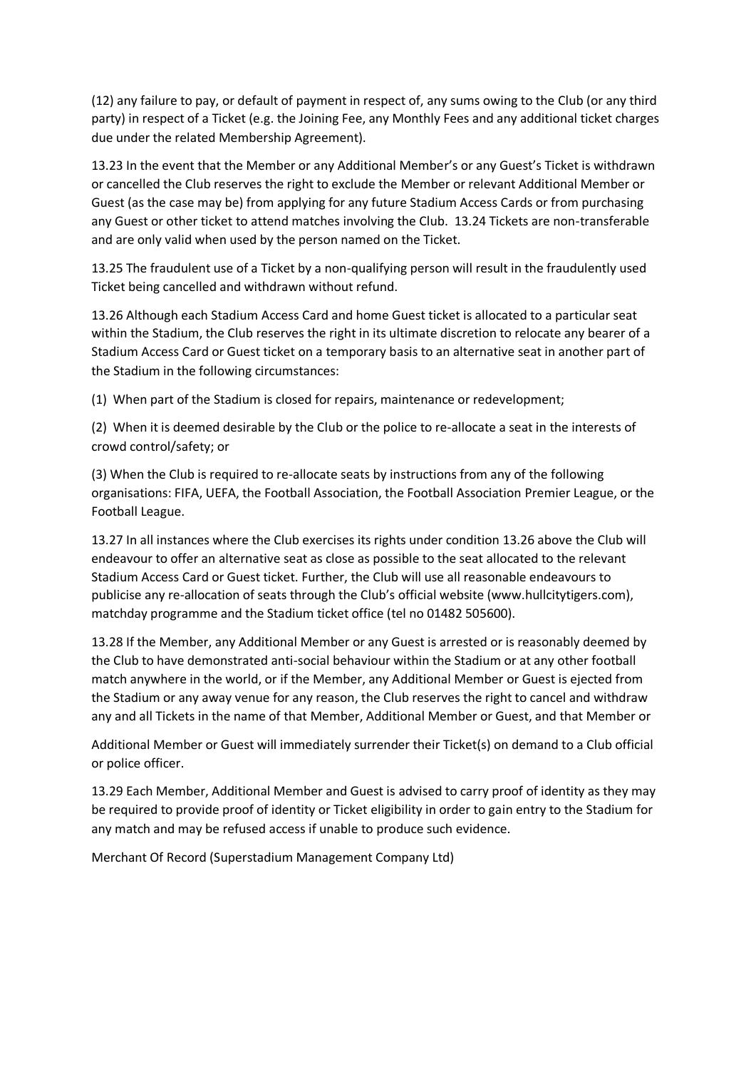(12) any failure to pay, or default of payment in respect of, any sums owing to the Club (or any third party) in respect of a Ticket (e.g. the Joining Fee, any Monthly Fees and any additional ticket charges due under the related Membership Agreement).

13.23 In the event that the Member or any Additional Member's or any Guest's Ticket is withdrawn or cancelled the Club reserves the right to exclude the Member or relevant Additional Member or Guest (as the case may be) from applying for any future Stadium Access Cards or from purchasing any Guest or other ticket to attend matches involving the Club. 13.24 Tickets are non-transferable and are only valid when used by the person named on the Ticket.

13.25 The fraudulent use of a Ticket by a non-qualifying person will result in the fraudulently used Ticket being cancelled and withdrawn without refund.

13.26 Although each Stadium Access Card and home Guest ticket is allocated to a particular seat within the Stadium, the Club reserves the right in its ultimate discretion to relocate any bearer of a Stadium Access Card or Guest ticket on a temporary basis to an alternative seat in another part of the Stadium in the following circumstances:

(1) When part of the Stadium is closed for repairs, maintenance or redevelopment;

(2) When it is deemed desirable by the Club or the police to re-allocate a seat in the interests of crowd control/safety; or

(3) When the Club is required to re-allocate seats by instructions from any of the following organisations: FIFA, UEFA, the Football Association, the Football Association Premier League, or the Football League.

13.27 In all instances where the Club exercises its rights under condition 13.26 above the Club will endeavour to offer an alternative seat as close as possible to the seat allocated to the relevant Stadium Access Card or Guest ticket. Further, the Club will use all reasonable endeavours to publicise any re-allocation of seats through the Club's official website (www.hullcitytigers.com), matchday programme and the Stadium ticket office (tel no 01482 505600).

13.28 If the Member, any Additional Member or any Guest is arrested or is reasonably deemed by the Club to have demonstrated anti-social behaviour within the Stadium or at any other football match anywhere in the world, or if the Member, any Additional Member or Guest is ejected from the Stadium or any away venue for any reason, the Club reserves the right to cancel and withdraw any and all Tickets in the name of that Member, Additional Member or Guest, and that Member or Additional Member or Guest will immediately surrender their Ticket(s) on demand to a Club official or police officer.

13.29 Each Member, Additional Member and Guest is advised to carry proof of identity as they may be required to provide proof of identity or Ticket eligibility in order to gain entry to the Stadium for any match and may be refused access if unable to produce such evidence.

Merchant Of Record (Superstadium Management Company Ltd)